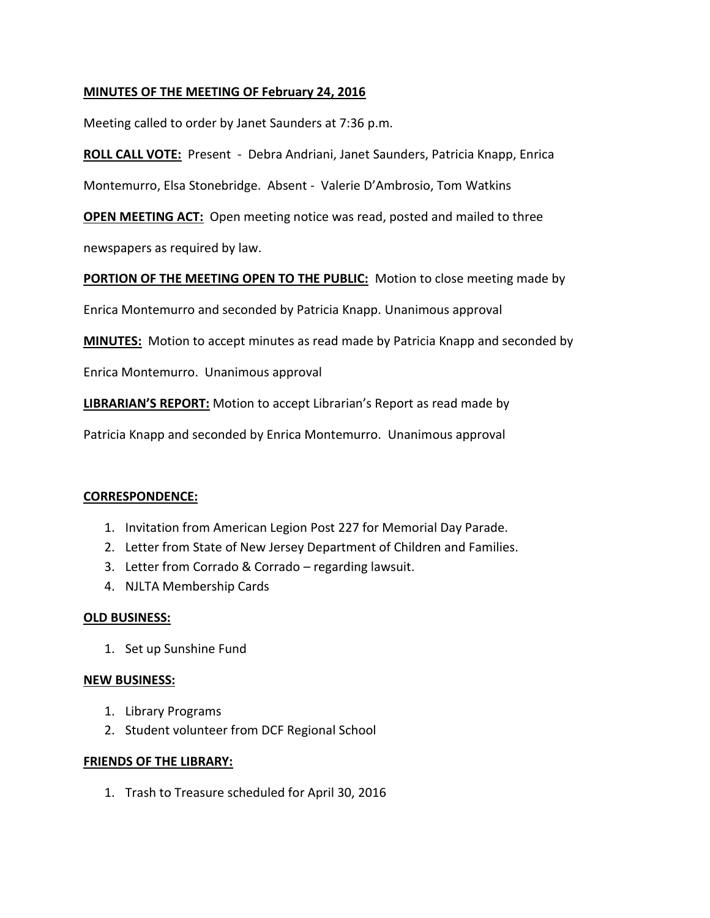**MINUTES OF THE MEETING OF February 24, 2016**

Meeting called to order by Janet Saunders at 7:36 p.m.

**ROLL CALL VOTE:** Present - Debra Andriani, Janet Saunders, Patricia Knapp, Enrica Montemurro, Elsa Stonebridge. Absent - Valerie D'Ambrosio, Tom Watkins

**OPEN MEETING ACT:** Open meeting notice was read, posted and mailed to three newspapers as required by law.

**PORTION OF THE MEETING OPEN TO THE PUBLIC:** Motion to close meeting made by Enrica Montemurro and seconded by Patricia Knapp. Unanimous approval

**MINUTES:** Motion to accept minutes as read made by Patricia Knapp and seconded by Enrica Montemurro. Unanimous approval

**LIBRARIAN'S REPORT:** Motion to accept Librarian's Report as read made by Patricia Knapp and seconded by Enrica Montemurro. Unanimous approval

**CORRESPONDENCE:**

1. Invitation from American Legion Post 227 for Memorial Day Parade.
2. Letter from State of New Jersey Department of Children and Families.
3. Letter from Corrado & Corrado – regarding lawsuit.
4. NJLTA Membership Cards

**OLD BUSINESS:**

1. Set up Sunshine Fund

**NEW BUSINESS:**

1. Library Programs
2. Student volunteer from DCF Regional School

**FRIENDS OF THE LIBRARY:**

1. Trash to Treasure scheduled for April 30, 2016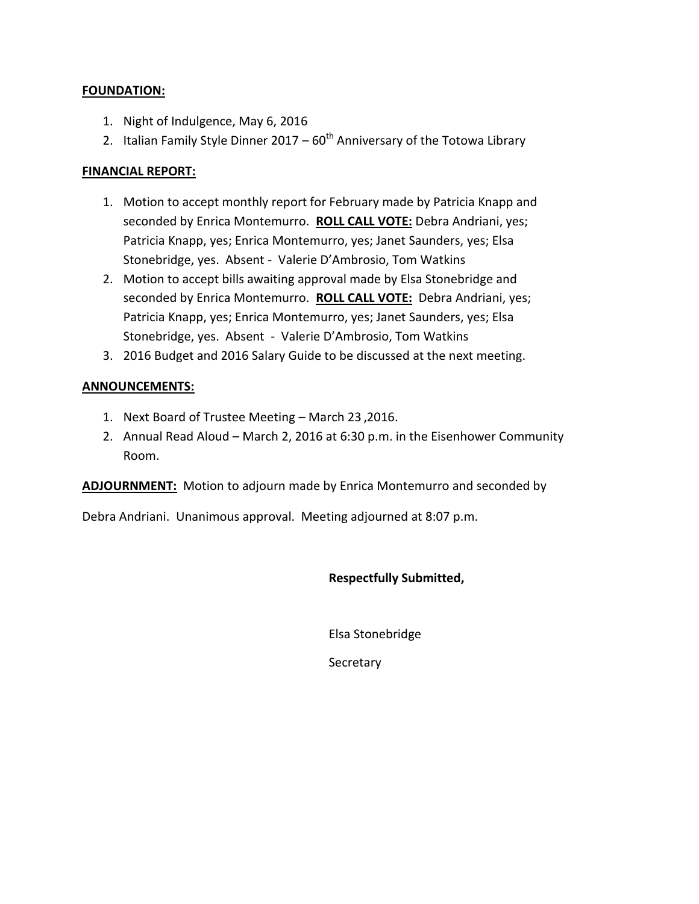**FOUNDATION:**

1. Night of Indulgence, May 6, 2016
2. Italian Family Style Dinner 2017 – 60th Anniversary of the Totowa Library

**FINANCIAL REPORT:**

1. Motion to accept monthly report for February made by Patricia Knapp and seconded by Enrica Montemurro. **ROLL CALL VOTE:** Debra Andriani, yes; Patricia Knapp, yes; Enrica Montemurro, yes; Janet Saunders, yes; Elsa Stonebridge, yes. Absent - Valerie D'Ambrosio, Tom Watkins
2. Motion to accept bills awaiting approval made by Elsa Stonebridge and seconded by Enrica Montemurro. **ROLL CALL VOTE:** Debra Andriani, yes; Patricia Knapp, yes; Enrica Montemurro, yes; Janet Saunders, yes; Elsa Stonebridge, yes. Absent - Valerie D'Ambrosio, Tom Watkins
3. 2016 Budget and 2016 Salary Guide to be discussed at the next meeting.

**ANNOUNCEMENTS:**

1. Next Board of Trustee Meeting – March 23 ,2016.
2. Annual Read Aloud – March 2, 2016 at 6:30 p.m. in the Eisenhower Community Room.

**ADJOURNMENT:** Motion to adjourn made by Enrica Montemurro and seconded by Debra Andriani. Unanimous approval. Meeting adjourned at 8:07 p.m.

**Respectfully Submitted,**

Elsa Stonebridge

Secretary